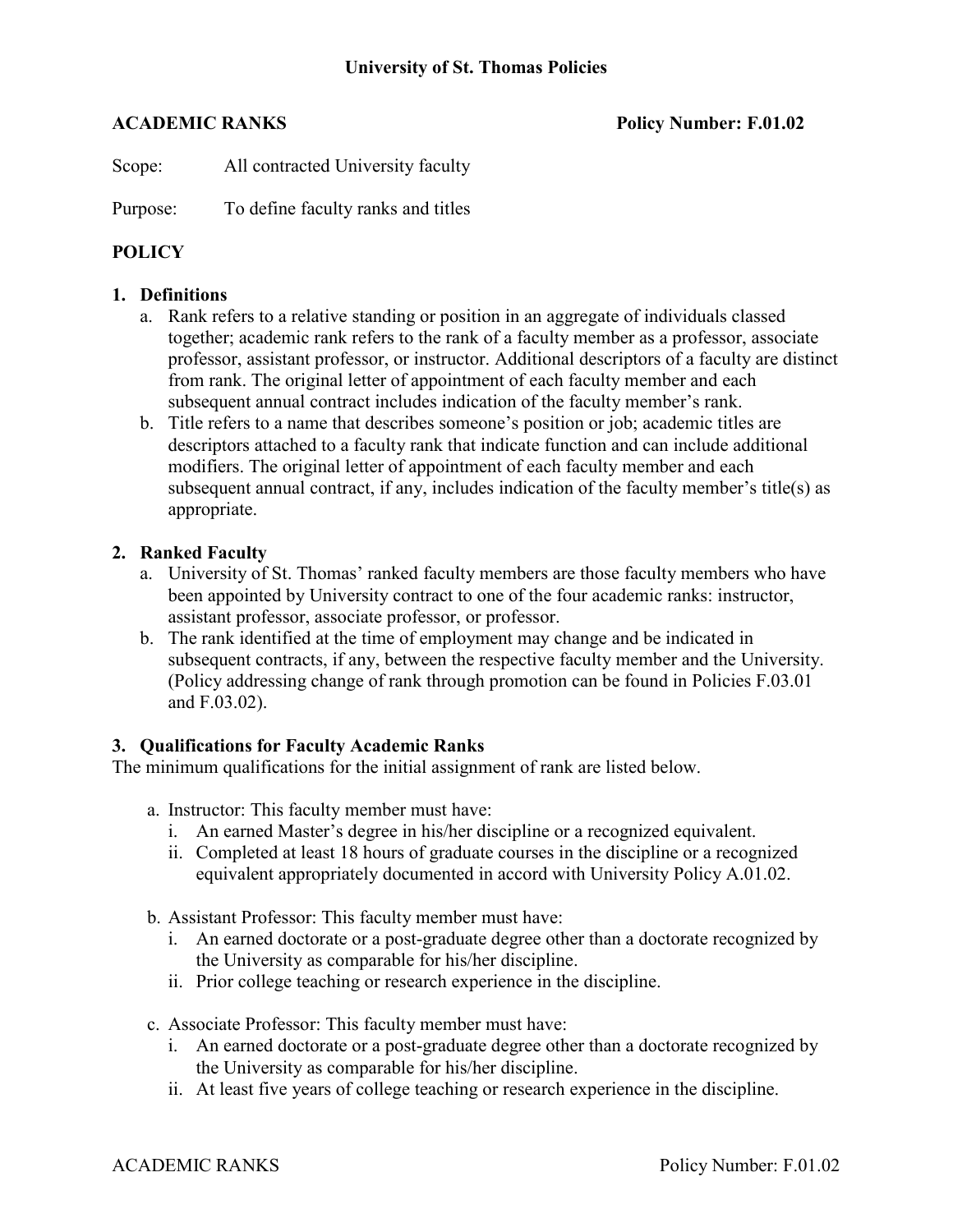**University of St. Thomas Policies**

**ACADEMIC RANKS** **Policy Number: F.01.02**

Scope: All contracted University faculty

Purpose: To define faculty ranks and titles

## POLICY

### 1. Definitions

a. Rank refers to a relative standing or position in an aggregate of individuals classed together; academic rank refers to the rank of a faculty member as a professor, associate professor, assistant professor, or instructor. Additional descriptors of a faculty are distinct from rank. The original letter of appointment of each faculty member and each subsequent annual contract includes indication of the faculty member's rank.

b. Title refers to a name that describes someone's position or job; academic titles are descriptors attached to a faculty rank that indicate function and can include additional modifiers. The original letter of appointment of each faculty member and each subsequent annual contract, if any, includes indication of the faculty member's title(s) as appropriate.

### 2. Ranked Faculty

a. University of St. Thomas' ranked faculty members are those faculty members who have been appointed by University contract to one of the four academic ranks: instructor, assistant professor, associate professor, or professor.

b. The rank identified at the time of employment may change and be indicated in subsequent contracts, if any, between the respective faculty member and the University. (Policy addressing change of rank through promotion can be found in Policies F.03.01 and F.03.02).

### 3. Qualifications for Faculty Academic Ranks

The minimum qualifications for the initial assignment of rank are listed below.

a. Instructor: This faculty member must have:
   - i. An earned Master's degree in his/her discipline or a recognized equivalent.
   - ii. Completed at least 18 hours of graduate courses in the discipline or a recognized equivalent appropriately documented in accord with University Policy A.01.02.

b. Assistant Professor: This faculty member must have:
   - i. An earned doctorate or a post-graduate degree other than a doctorate recognized by the University as comparable for his/her discipline.
   - ii. Prior college teaching or research experience in the discipline.

c. Associate Professor: This faculty member must have:
   - i. An earned doctorate or a post-graduate degree other than a doctorate recognized by the University as comparable for his/her discipline.
   - ii. At least five years of college teaching or research experience in the discipline.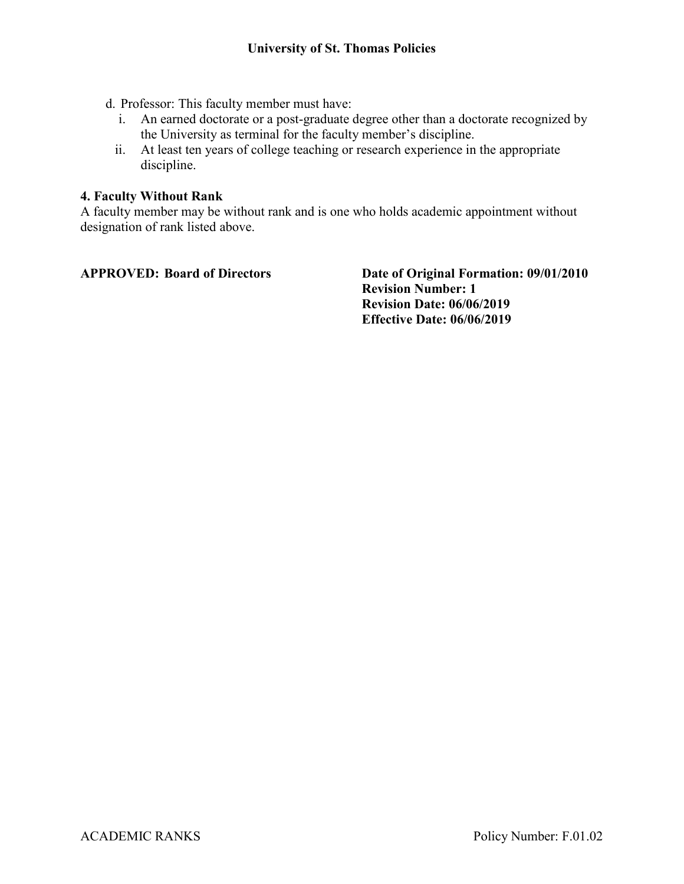d. Professor: This faculty member must have:

   i. An earned doctorate or a post-graduate degree other than a doctorate recognized by the University as terminal for the faculty member's discipline.

   ii. At least ten years of college teaching or research experience in the appropriate discipline.

**4. Faculty Without Rank**

A faculty member may be without rank and is one who holds academic appointment without designation of rank listed above.

**APPROVED: Board of Directors**

**Date of Original Formation: 09/01/2010**
**Revision Number: 1**
**Revision Date: 06/06/2019**
**Effective Date: 06/06/2019**